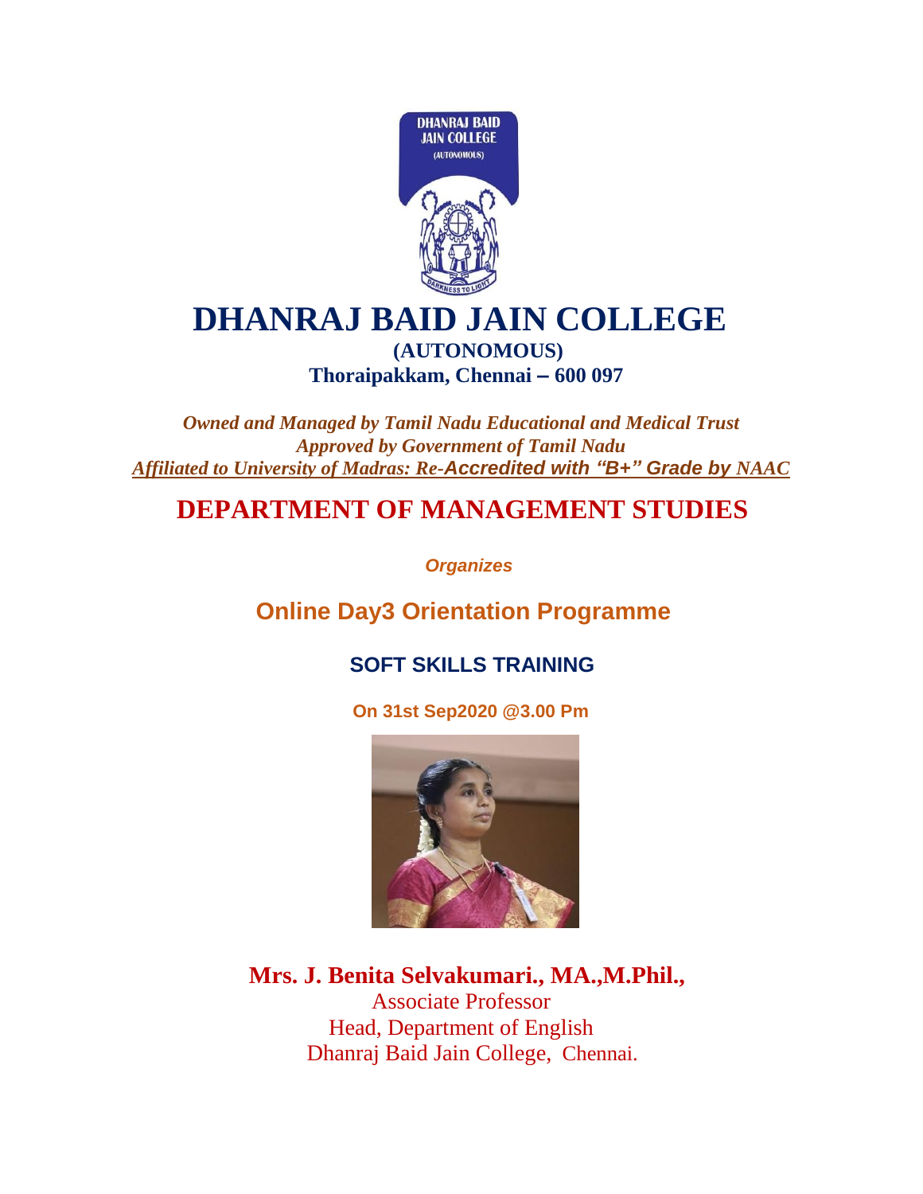# DHANRAJ BAID JAIN COLLEGE

**(AUTONOMOUS)**

**Thoraipakkam, Chennai – 600 097**

***Owned and Managed by Tamil Nadu Educational and Medical Trust***
***Approved by Government of Tamil Nadu***
***Affiliated to University of Madras: Re-Accredited with "B+" Grade by NAAC***

## DEPARTMENT OF MANAGEMENT STUDIES

***Organizes***

## Online Day3 Orientation Programme

### SOFT SKILLS TRAINING

**On 31st Sep2020 @3.00 Pm**

**Mrs. J. Benita Selvakumari., MA.,M.Phil.,**

Associate Professor
Head, Department of English
Dhanraj Baid Jain College, Chennai.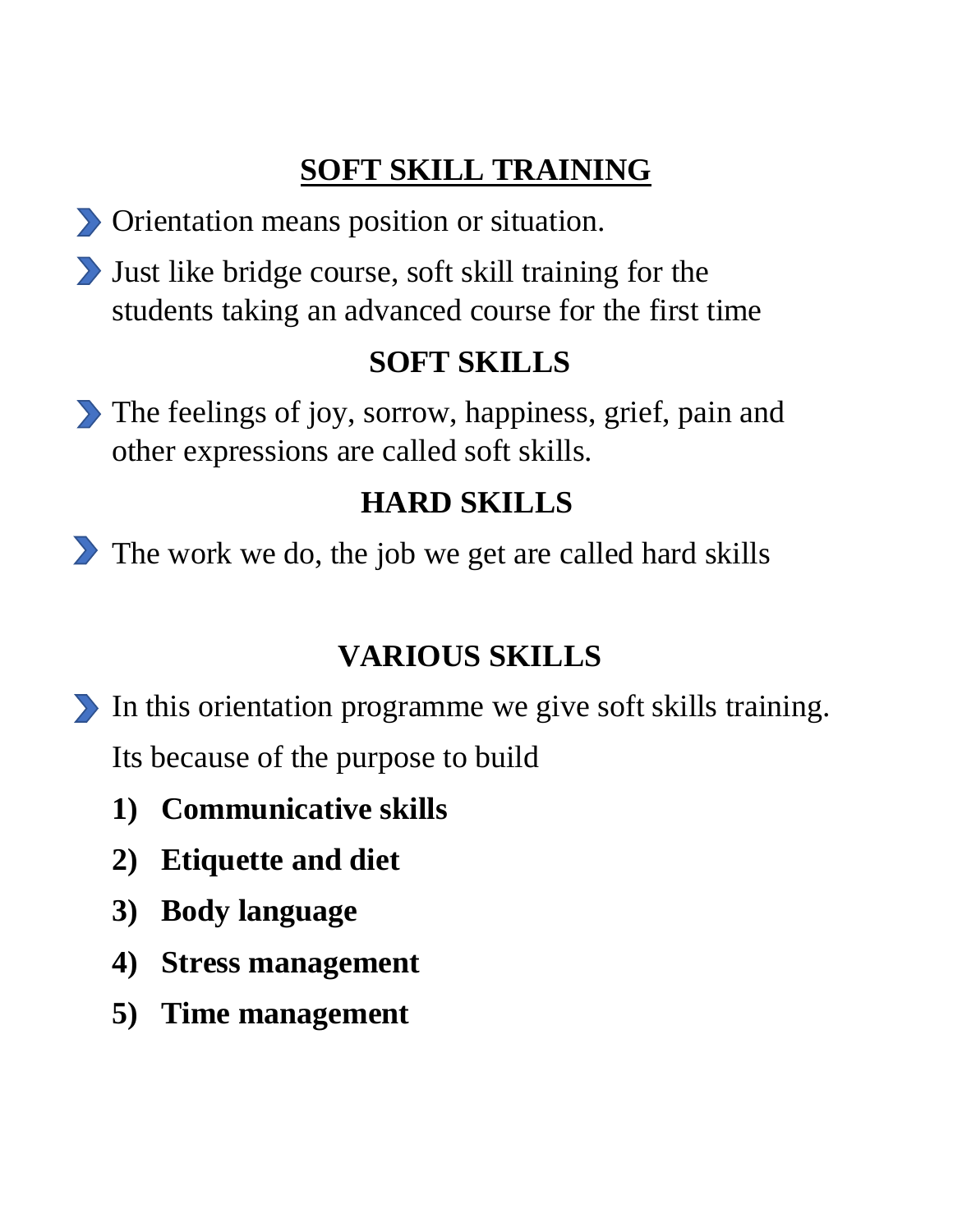## SOFT SKILL TRAINING

- Orientation means position or situation.
- Just like bridge course, soft skill training for the students taking an advanced course for the first time

## SOFT SKILLS

- The feelings of joy, sorrow, happiness, grief, pain and other expressions are called soft skills.

## HARD SKILLS

- The work we do, the job we get are called hard skills

## VARIOUS SKILLS

- In this orientation programme we give soft skills training.

  Its because of the purpose to build

  1) **Communicative skills**
  2) **Etiquette and diet**
  3) **Body language**
  4) **Stress management**
  5) **Time management**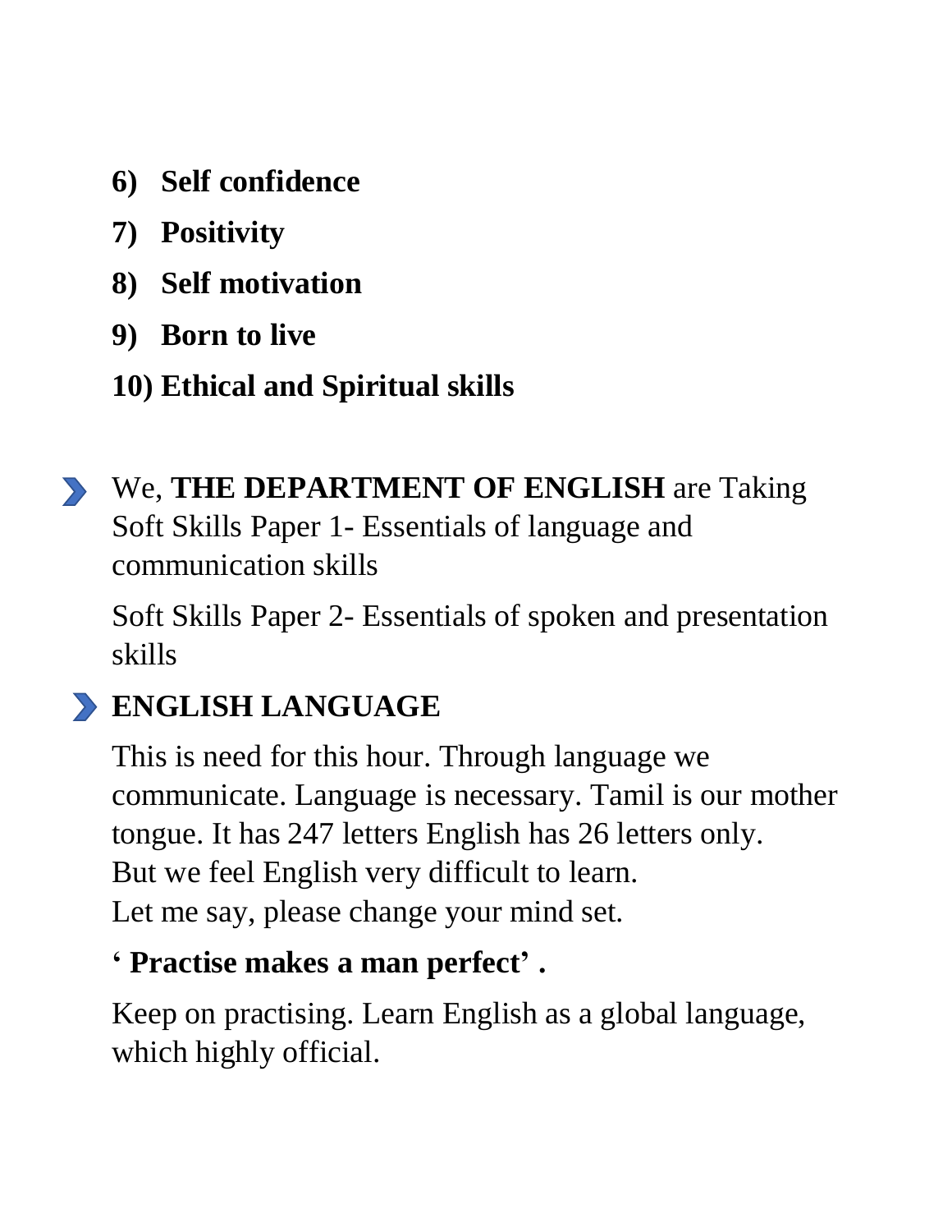6) **Self confidence**
7) **Positivity**
8) **Self motivation**
9) **Born to live**
10) **Ethical and Spiritual skills**

- We, **THE DEPARTMENT OF ENGLISH** are Taking Soft Skills Paper 1- Essentials of language and communication skills

  Soft Skills Paper 2- Essentials of spoken and presentation skills

- **ENGLISH LANGUAGE**

  This is need for this hour. Through language we communicate. Language is necessary. Tamil is our mother tongue. It has 247 letters English has 26 letters only.
  But we feel English very difficult to learn.
  Let me say, please change your mind set.

  **' Practise makes a man perfect' .**

  Keep on practising. Learn English as a global language, which highly official.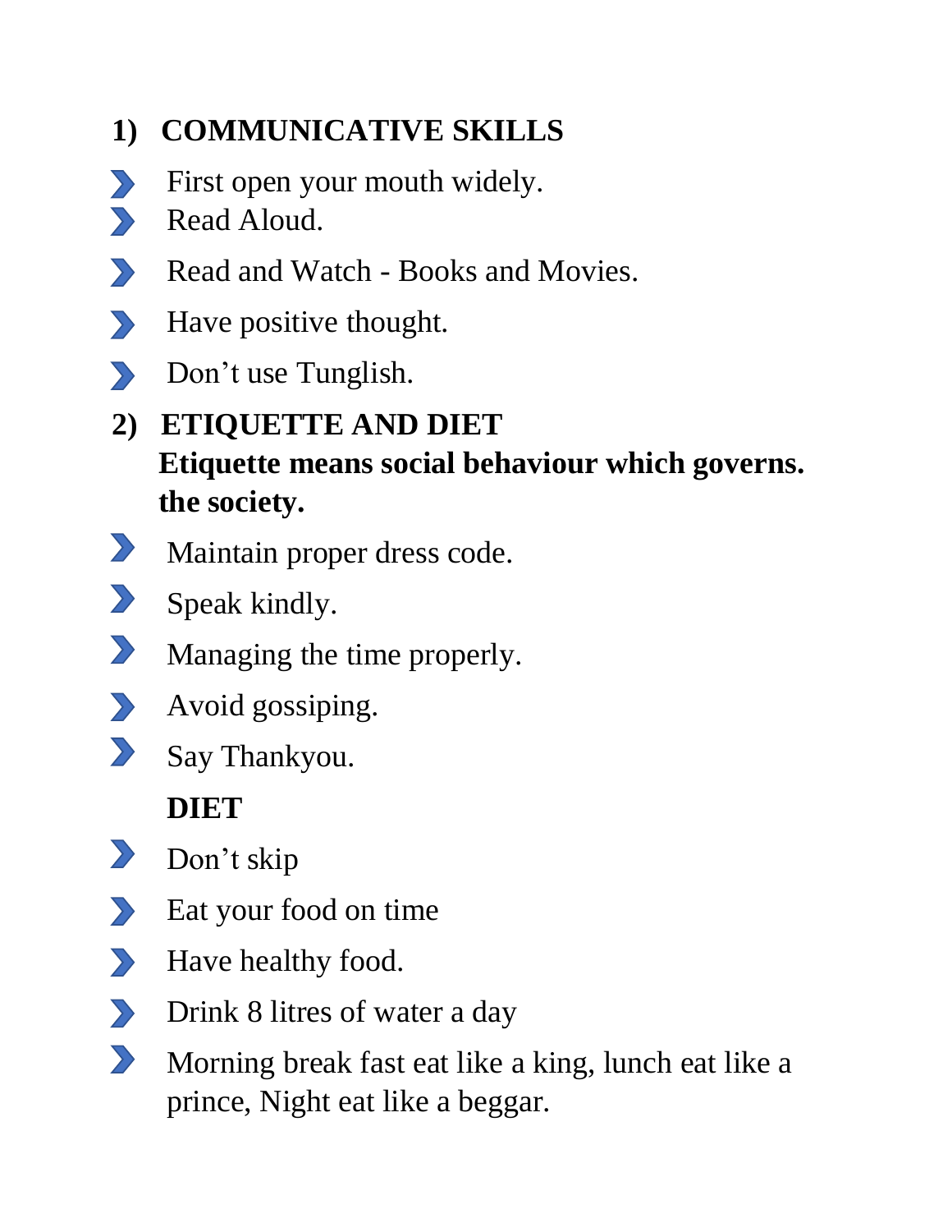## 1) COMMUNICATIVE SKILLS

- First open your mouth widely.
- Read Aloud.
- Read and Watch - Books and Movies.
- Have positive thought.
- Don't use Tunglish.

## 2) ETIQUETTE AND DIET

**Etiquette means social behaviour which governs. the society.**

- Maintain proper dress code.
- Speak kindly.
- Managing the time properly.
- Avoid gossiping.
- Say Thankyou.

**DIET**

- Don't skip
- Eat your food on time
- Have healthy food.
- Drink 8 litres of water a day
- Morning break fast eat like a king, lunch eat like a prince, Night eat like a beggar.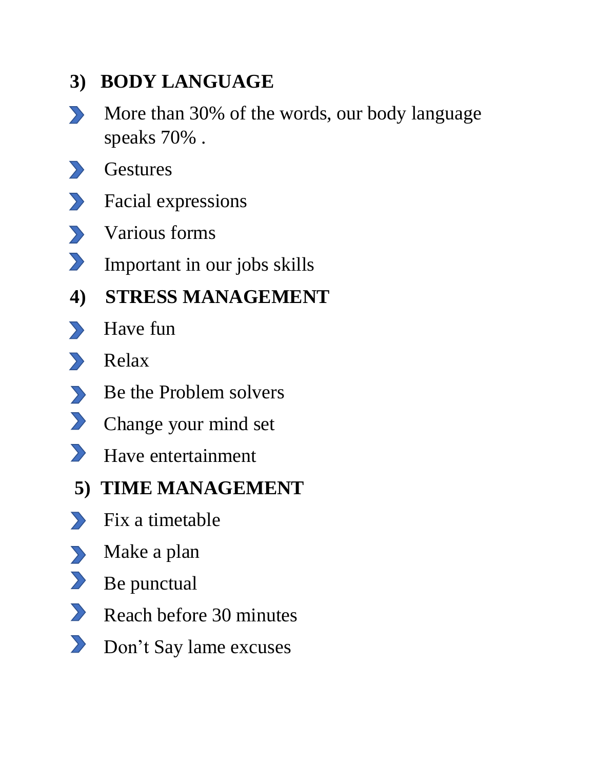## 3) BODY LANGUAGE

- More than 30% of the words, our body language speaks 70% .
- Gestures
- Facial expressions
- Various forms
- Important in our jobs skills

## 4) STRESS MANAGEMENT

- Have fun
- Relax
- Be the Problem solvers
- Change your mind set
- Have entertainment

## 5) TIME MANAGEMENT

- Fix a timetable
- Make a plan
- Be punctual
- Reach before 30 minutes
- Don’t Say lame excuses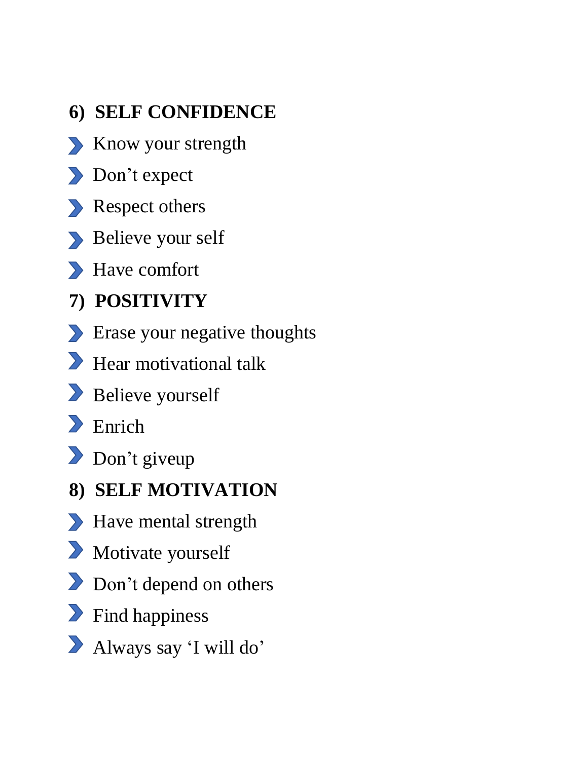## 6) SELF CONFIDENCE

- Know your strength
- Don't expect
- Respect others
- Believe your self
- Have comfort

## 7) POSITIVITY

- Erase your negative thoughts
- Hear motivational talk
- Believe yourself
- Enrich
- Don't giveup

## 8) SELF MOTIVATION

- Have mental strength
- Motivate yourself
- Don't depend on others
- Find happiness
- Always say 'I will do'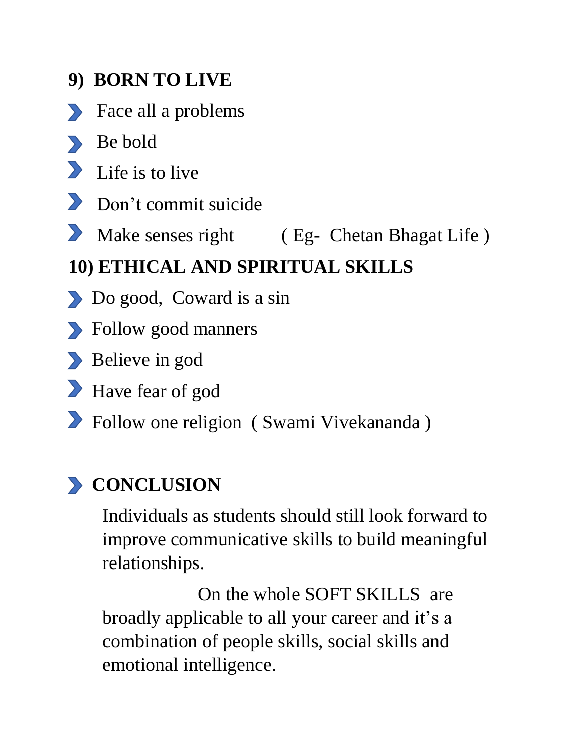## 9) BORN TO LIVE

- Face all a problems
- Be bold
- Life is to live
- Don't commit suicide
- Make senses right ( Eg- Chetan Bhagat Life )

## 10) ETHICAL AND SPIRITUAL SKILLS

- Do good, Coward is a sin
- Follow good manners
- Believe in god
- Have fear of god
- Follow one religion ( Swami Vivekananda )

## CONCLUSION

Individuals as students should still look forward to improve communicative skills to build meaningful relationships.

On the whole SOFT SKILLS are broadly applicable to all your career and it's a combination of people skills, social skills and emotional intelligence.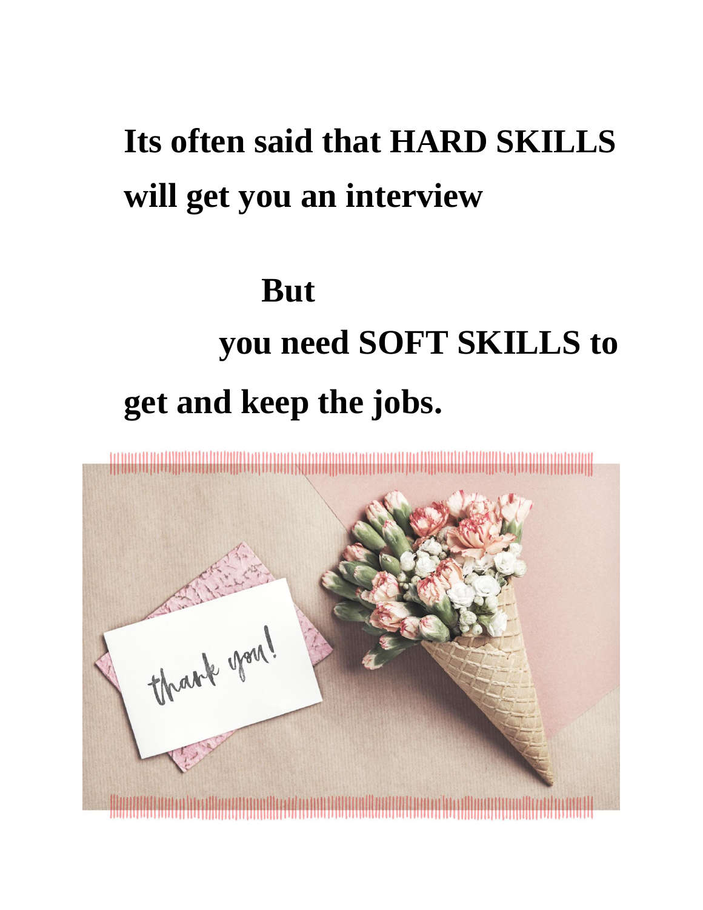**Its often said that HARD SKILLS will get you an interview**

**But**

**you need SOFT SKILLS to get and keep the jobs.**